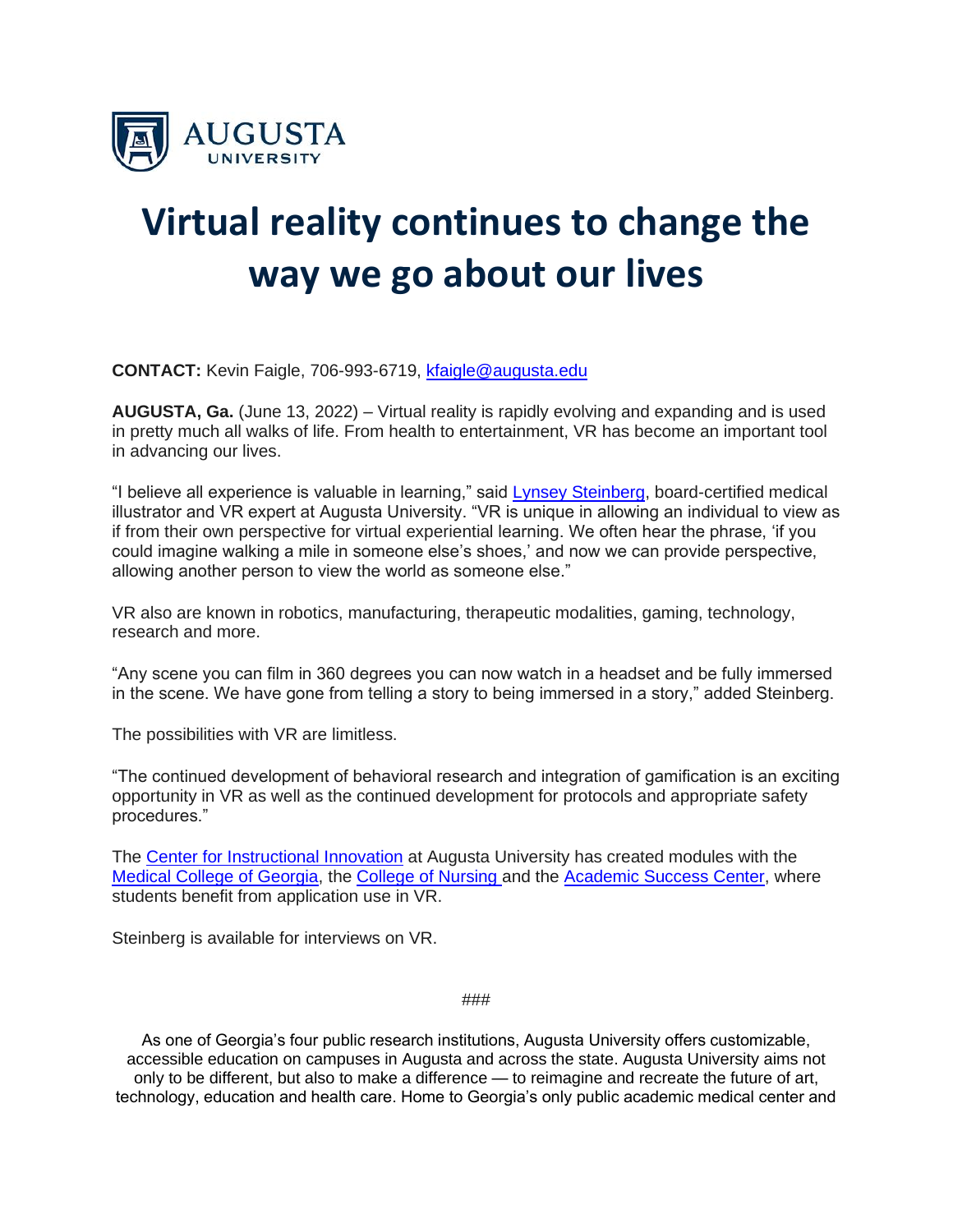AUGUSTA UNIVERSITY

# Virtual reality continues to change the way we go about our lives

**CONTACT:** Kevin Faigle, 706-993-6719, kfaigle@augusta.edu

**AUGUSTA, Ga.** (June 13, 2022) – Virtual reality is rapidly evolving and expanding and is used in pretty much all walks of life. From health to entertainment, VR has become an important tool in advancing our lives.

"I believe all experience is valuable in learning," said Lynsey Steinberg, board-certified medical illustrator and VR expert at Augusta University. "VR is unique in allowing an individual to view as if from their own perspective for virtual experiential learning. We often hear the phrase, 'if you could imagine walking a mile in someone else's shoes,' and now we can provide perspective, allowing another person to view the world as someone else."

VR also are known in robotics, manufacturing, therapeutic modalities, gaming, technology, research and more.

"Any scene you can film in 360 degrees you can now watch in a headset and be fully immersed in the scene. We have gone from telling a story to being immersed in a story," added Steinberg.

The possibilities with VR are limitless.

"The continued development of behavioral research and integration of gamification is an exciting opportunity in VR as well as the continued development for protocols and appropriate safety procedures."

The Center for Instructional Innovation at Augusta University has created modules with the Medical College of Georgia, the College of Nursing and the Academic Success Center, where students benefit from application use in VR.

Steinberg is available for interviews on VR.

###

As one of Georgia's four public research institutions, Augusta University offers customizable, accessible education on campuses in Augusta and across the state. Augusta University aims not only to be different, but also to make a difference — to reimagine and recreate the future of art, technology, education and health care. Home to Georgia's only public academic medical center and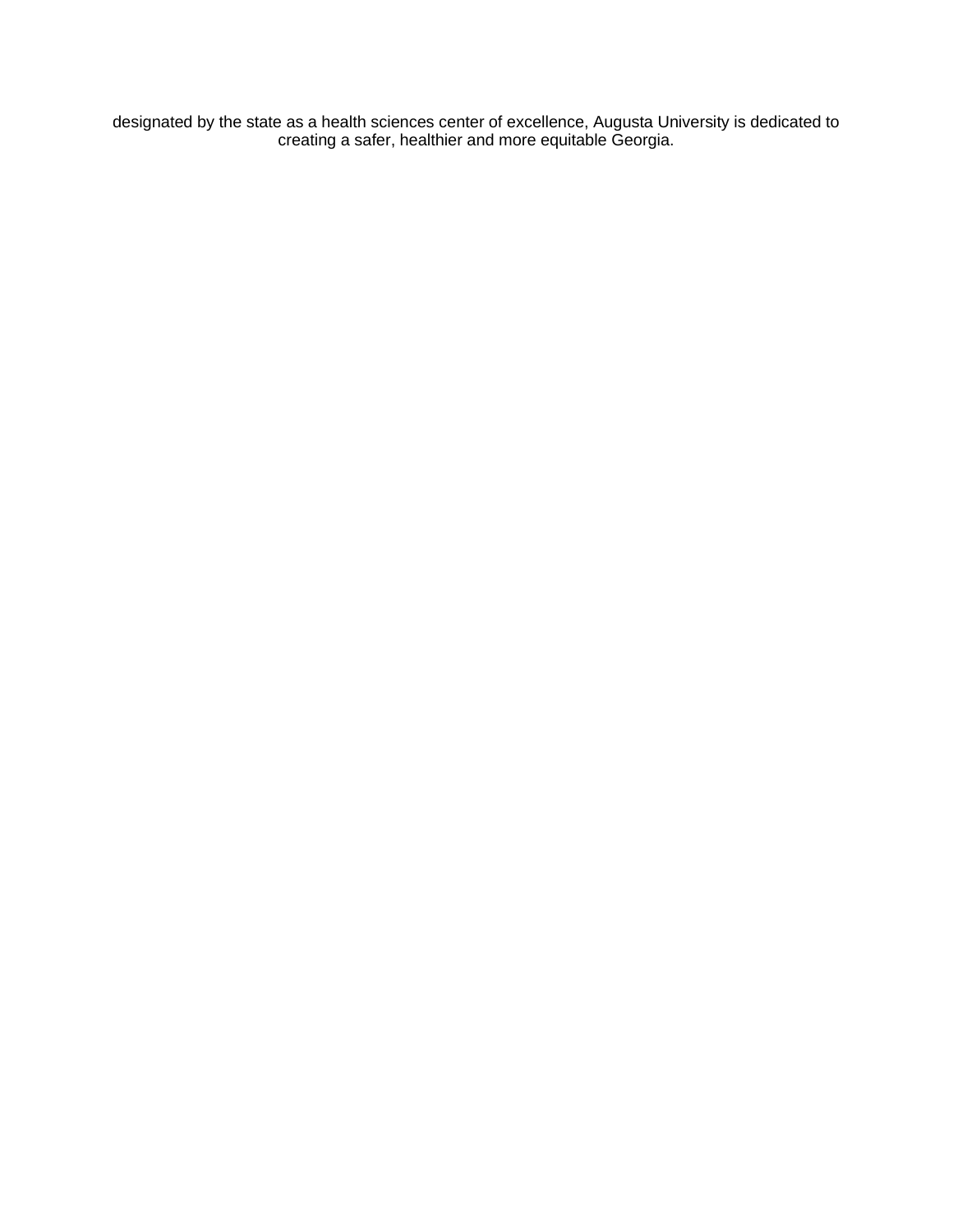designated by the state as a health sciences center of excellence, Augusta University is dedicated to creating a safer, healthier and more equitable Georgia.